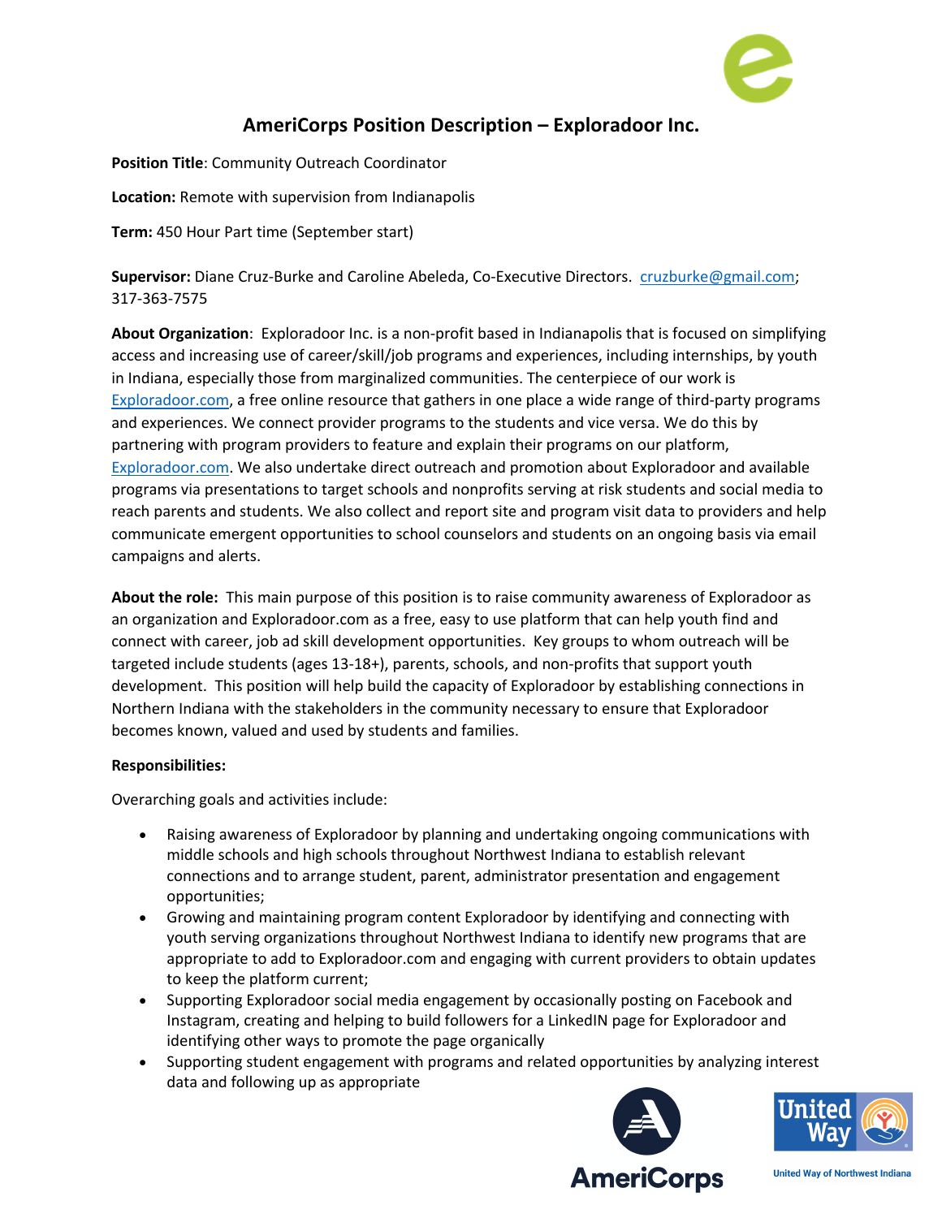# AmeriCorps Position Description – Exploradoor Inc.

**Position Title**: Community Outreach Coordinator

**Location:** Remote with supervision from Indianapolis

**Term:** 450 Hour Part time (September start)

**Supervisor:** Diane Cruz-Burke and Caroline Abeleda, Co-Executive Directors. cruzburke@gmail.com; 317-363-7575

**About Organization**: Exploradoor Inc. is a non-profit based in Indianapolis that is focused on simplifying access and increasing use of career/skill/job programs and experiences, including internships, by youth in Indiana, especially those from marginalized communities. The centerpiece of our work is Exploradoor.com, a free online resource that gathers in one place a wide range of third-party programs and experiences. We connect provider programs to the students and vice versa. We do this by partnering with program providers to feature and explain their programs on our platform, Exploradoor.com. We also undertake direct outreach and promotion about Exploradoor and available programs via presentations to target schools and nonprofits serving at risk students and social media to reach parents and students. We also collect and report site and program visit data to providers and help communicate emergent opportunities to school counselors and students on an ongoing basis via email campaigns and alerts.

**About the role:** This main purpose of this position is to raise community awareness of Exploradoor as an organization and Exploradoor.com as a free, easy to use platform that can help youth find and connect with career, job ad skill development opportunities. Key groups to whom outreach will be targeted include students (ages 13-18+), parents, schools, and non-profits that support youth development. This position will help build the capacity of Exploradoor by establishing connections in Northern Indiana with the stakeholders in the community necessary to ensure that Exploradoor becomes known, valued and used by students and families.

**Responsibilities:**

Overarching goals and activities include:

- Raising awareness of Exploradoor by planning and undertaking ongoing communications with middle schools and high schools throughout Northwest Indiana to establish relevant connections and to arrange student, parent, administrator presentation and engagement opportunities;
- Growing and maintaining program content Exploradoor by identifying and connecting with youth serving organizations throughout Northwest Indiana to identify new programs that are appropriate to add to Exploradoor.com and engaging with current providers to obtain updates to keep the platform current;
- Supporting Exploradoor social media engagement by occasionally posting on Facebook and Instagram, creating and helping to build followers for a LinkedIN page for Exploradoor and identifying other ways to promote the page organically
- Supporting student engagement with programs and related opportunities by analyzing interest data and following up as appropriate

AmeriCorps

United Way

United Way of Northwest Indiana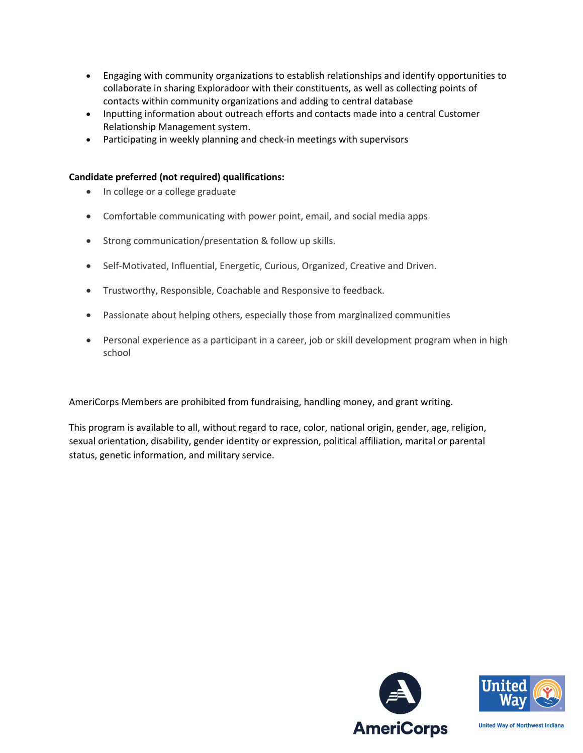- Engaging with community organizations to establish relationships and identify opportunities to collaborate in sharing Exploradoor with their constituents, as well as collecting points of contacts within community organizations and adding to central database
- Inputting information about outreach efforts and contacts made into a central Customer Relationship Management system.
- Participating in weekly planning and check-in meetings with supervisors

**Candidate preferred (not required) qualifications:**

- In college or a college graduate
- Comfortable communicating with power point, email, and social media apps
- Strong communication/presentation & follow up skills.
- Self-Motivated, Influential, Energetic, Curious, Organized, Creative and Driven.
- Trustworthy, Responsible, Coachable and Responsive to feedback.
- Passionate about helping others, especially those from marginalized communities
- Personal experience as a participant in a career, job or skill development program when in high school

AmeriCorps Members are prohibited from fundraising, handling money, and grant writing.

This program is available to all, without regard to race, color, national origin, gender, age, religion, sexual orientation, disability, gender identity or expression, political affiliation, marital or parental status, genetic information, and military service.

AmeriCorps

United Way

United Way of Northwest Indiana